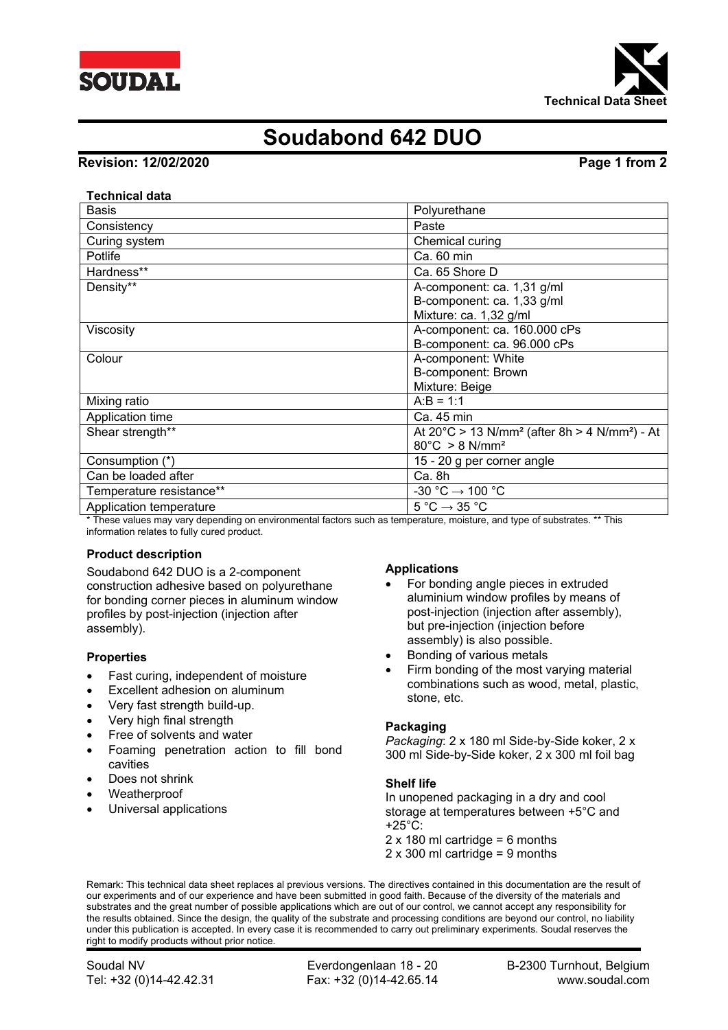# Soudabond 642 DUO

**Revision: 12/02/2020**

**Technical data**

| Technical data | |
|---|---|
| Basis | Polyurethane |
| Consistency | Paste |
| Curing system | Chemical curing |
| Potlife | Ca. 60 min |
| Hardness** | Ca. 65 Shore D |
| Density** | A-component: ca. 1,31 g/ml<br>B-component: ca. 1,33 g/ml<br>Mixture: ca. 1,32 g/ml |
| Viscosity | A-component: ca. 160.000 cPs<br>B-component: ca. 96.000 cPs |
| Colour | A-component: White<br>B-component: Brown<br>Mixture: Beige |
| Mixing ratio | A:B = 1:1 |
| Application time | Ca. 45 min |
| Shear strength** | At 20°C > 13 N/mm² (after 8h > 4 N/mm²) - At 80°C > 8 N/mm² |
| Consumption (*) | 15 - 20 g per corner angle |
| Can be loaded after | Ca. 8h |
| Temperature resistance** | -30 °C → 100 °C |
| Application temperature | 5 °C → 35 °C |

* These values may vary depending on environmental factors such as temperature, moisture, and type of substrates. ** This information relates to fully cured product.

## Product description

Soudabond 642 DUO is a 2-component construction adhesive based on polyurethane for bonding corner pieces in aluminum window profiles by post-injection (injection after assembly).

## Properties

- Fast curing, independent of moisture
- Excellent adhesion on aluminum
- Very fast strength build-up.
- Very high final strength
- Free of solvents and water
- Foaming penetration action to fill bond cavities
- Does not shrink
- Weatherproof
- Universal applications

## Applications

- For bonding angle pieces in extruded aluminium window profiles by means of post-injection (injection after assembly), but pre-injection (injection before assembly) is also possible.
- Bonding of various metals
- Firm bonding of the most varying material combinations such as wood, metal, plastic, stone, etc.

## Packaging

*Packaging*: 2 x 180 ml Side-by-Side koker, 2 x 300 ml Side-by-Side koker, 2 x 300 ml foil bag

## Shelf life

In unopened packaging in a dry and cool storage at temperatures between +5°C and +25°C:

2 x 180 ml cartridge = 6 months

2 x 300 ml cartridge = 9 months

Remark: This technical data sheet replaces al previous versions. The directives contained in this documentation are the result of our experiments and of our experience and have been submitted in good faith. Because of the diversity of the materials and substrates and the great number of possible applications which are out of our control, we cannot accept any responsibility for the results obtained. Since the design, the quality of the substrate and processing conditions are beyond our control, no liability under this publication is accepted. In every case it is recommended to carry out preliminary experiments. Soudal reserves the right to modify products without prior notice.

Soudal NV | Everdongenlaan 18 - 20 | B-2300 Turnhout, Belgium
Tel: +32 (0)14-42.42.31 | Fax: +32 (0)14-42.65.14 | www.soudal.com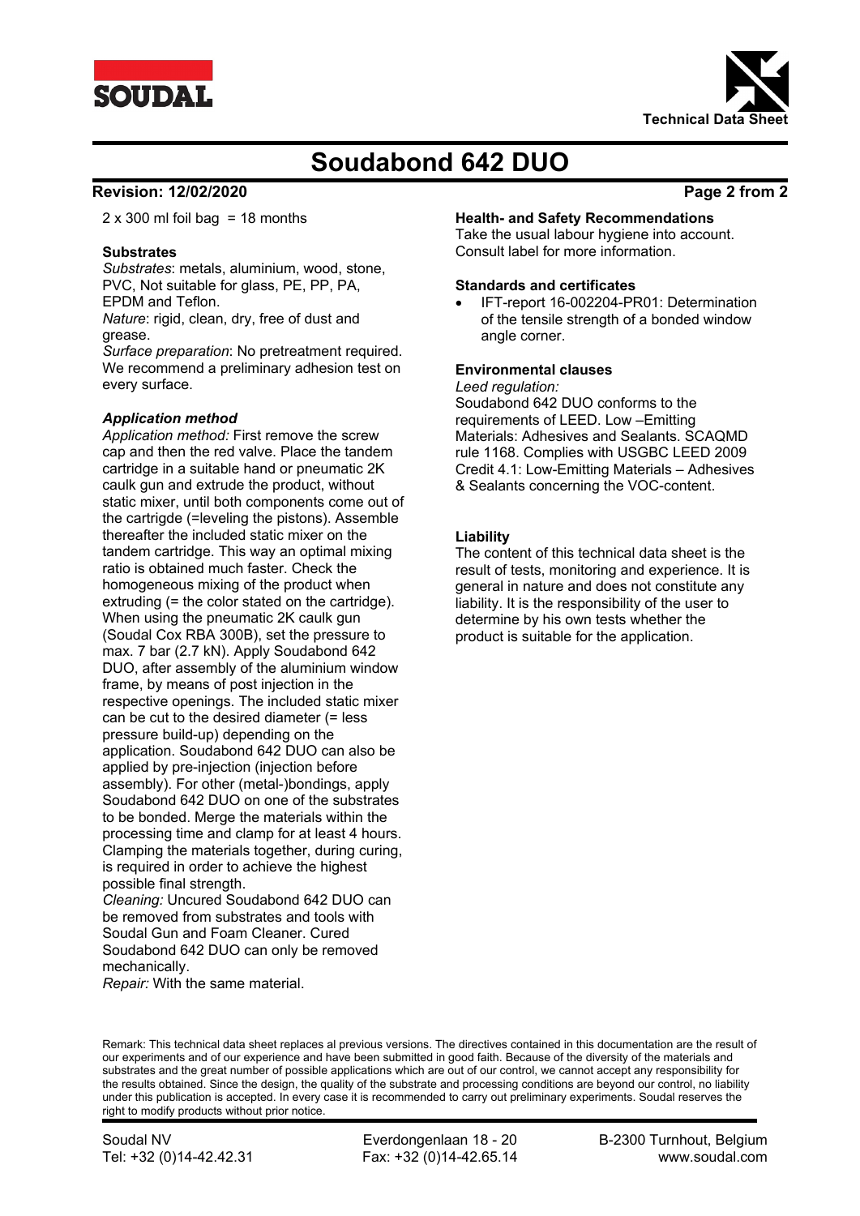2 x 300 ml foil bag = 18 months

**Substrates**

*Substrates*: metals, aluminium, wood, stone, PVC, Not suitable for glass, PE, PP, PA, EPDM and Teflon.
*Nature*: rigid, clean, dry, free of dust and grease.
*Surface preparation*: No pretreatment required. We recommend a preliminary adhesion test on every surface.

***Application method***

*Application method:* First remove the screw cap and then the red valve. Place the tandem cartridge in a suitable hand or pneumatic 2K caulk gun and extrude the product, without static mixer, until both components come out of the cartrigde (=leveling the pistons). Assemble thereafter the included static mixer on the tandem cartridge. This way an optimal mixing ratio is obtained much faster. Check the homogeneous mixing of the product when extruding (= the color stated on the cartridge). When using the pneumatic 2K caulk gun (Soudal Cox RBA 300B), set the pressure to max. 7 bar (2.7 kN). Apply Soudabond 642 DUO, after assembly of the aluminium window frame, by means of post injection in the respective openings. The included static mixer can be cut to the desired diameter (= less pressure build-up) depending on the application. Soudabond 642 DUO can also be applied by pre-injection (injection before assembly). For other (metal-)bondings, apply Soudabond 642 DUO on one of the substrates to be bonded. Merge the materials within the processing time and clamp for at least 4 hours. Clamping the materials together, during curing, is required in order to achieve the highest possible final strength.
*Cleaning:* Uncured Soudabond 642 DUO can be removed from substrates and tools with Soudal Gun and Foam Cleaner. Cured Soudabond 642 DUO can only be removed mechanically.
*Repair:* With the same material.

**Health- and Safety Recommendations**

Take the usual labour hygiene into account. Consult label for more information.

**Standards and certificates**

- IFT-report 16-002204-PR01: Determination of the tensile strength of a bonded window angle corner.

**Environmental clauses**

*Leed regulation:*
Soudabond 642 DUO conforms to the requirements of LEED. Low –Emitting Materials: Adhesives and Sealants. SCAQMD rule 1168. Complies with USGBC LEED 2009 Credit 4.1: Low-Emitting Materials – Adhesives & Sealants concerning the VOC-content.

**Liability**

The content of this technical data sheet is the result of tests, monitoring and experience. It is general in nature and does not constitute any liability. It is the responsibility of the user to determine by his own tests whether the product is suitable for the application.

Remark: This technical data sheet replaces al previous versions. The directives contained in this documentation are the result of our experiments and of our experience and have been submitted in good faith. Because of the diversity of the materials and substrates and the great number of possible applications which are out of our control, we cannot accept any responsibility for the results obtained. Since the design, the quality of the substrate and processing conditions are beyond our control, no liability under this publication is accepted. In every case it is recommended to carry out preliminary experiments. Soudal reserves the right to modify products without prior notice.